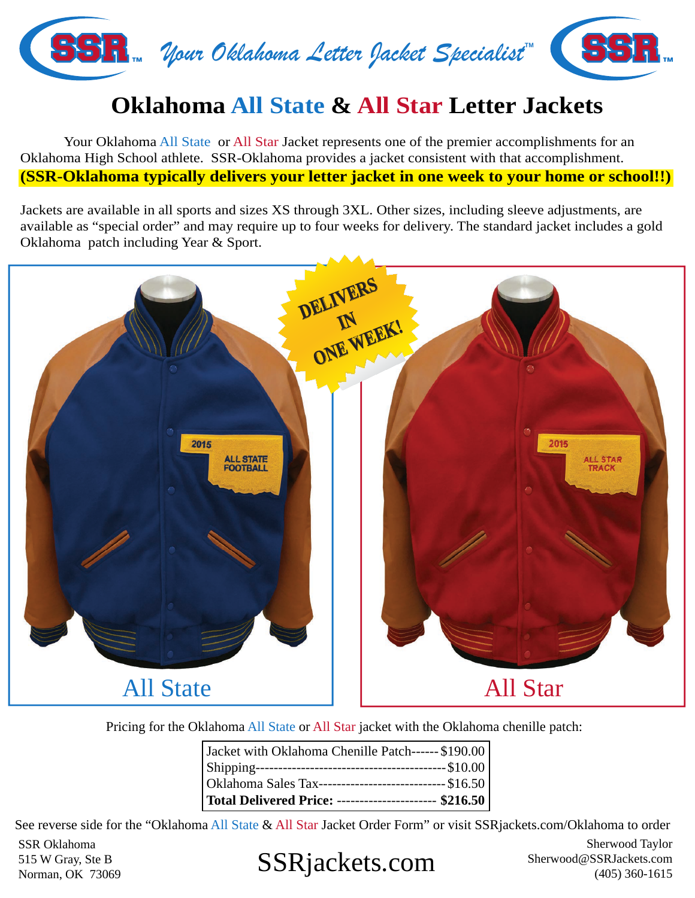SSR™ *Your Oklahoma Letter Jacket Specialist™* SSR™

# Oklahoma All State & All Star Letter Jackets

Your Oklahoma All State or All Star Jacket represents one of the premier accomplishments for an Oklahoma High School athlete. SSR-Oklahoma provides a jacket consistent with that accomplishment.

**(SSR-Oklahoma typically delivers your letter jacket in one week to your home or school!!)**

Jackets are available in all sports and sizes XS through 3XL. Other sizes, including sleeve adjustments, are available as "special order" and may require up to four weeks for delivery. The standard jacket includes a gold Oklahoma patch including Year & Sport.

DELIVERS IN ONE WEEK!

All State

All Star

Pricing for the Oklahoma All State or All Star jacket with the Oklahoma chenille patch:

| Item | Price |
|---|---|
| Jacket with Oklahoma Chenille Patch | $190.00 |
| Shipping | $10.00 |
| Oklahoma Sales Tax | $16.50 |
| **Total Delivered Price:** | **$216.50** |

See reverse side for the "Oklahoma All State & All Star Jacket Order Form" or visit SSRjackets.com/Oklahoma to order

SSR Oklahoma
515 W Gray, Ste B
Norman, OK 73069

SSRjackets.com

Sherwood Taylor
Sherwood@SSRJackets.com
(405) 360-1615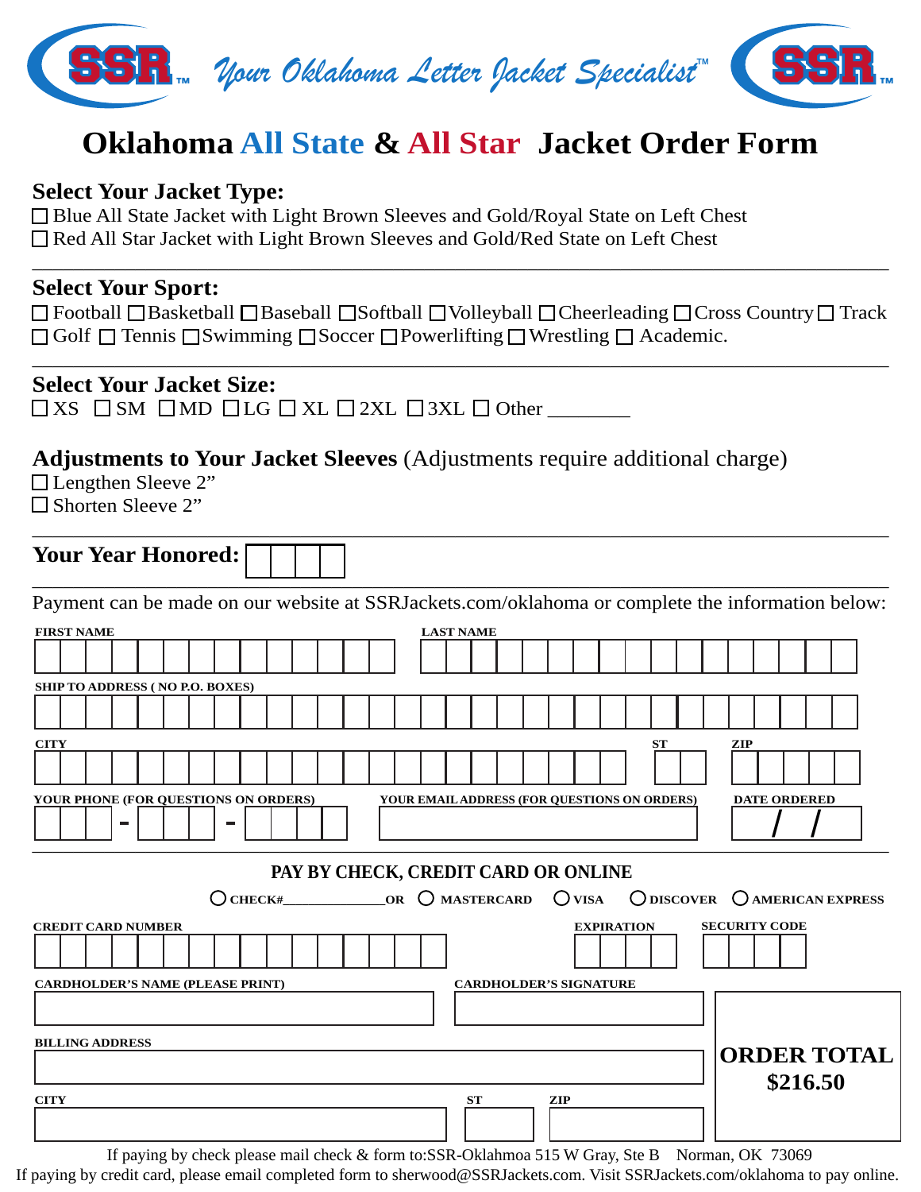SSR™ *Your Oklahoma Letter Jacket Specialist*™ SSR™

# Oklahoma All State & All Star Jacket Order Form

**Select Your Jacket Type:**

☐ Blue All State Jacket with Light Brown Sleeves and Gold/Royal State on Left Chest
☐ Red All Star Jacket with Light Brown Sleeves and Gold/Red State on Left Chest

**Select Your Sport:**

☐ Football ☐ Basketball ☐ Baseball ☐ Softball ☐ Volleyball ☐ Cheerleading ☐ Cross Country ☐ Track
☐ Golf ☐ Tennis ☐ Swimming ☐ Soccer ☐ Powerlifting ☐ Wrestling ☐ Academic.

**Select Your Jacket Size:**

☐ XS ☐ SM ☐ MD ☐ LG ☐ XL ☐ 2XL ☐ 3XL ☐ Other ________

**Adjustments to Your Jacket Sleeves** (Adjustments require additional charge)

☐ Lengthen Sleeve 2”
☐ Shorten Sleeve 2”

**Your Year Honored:** ☐☐☐☐

Payment can be made on our website at SSRJackets.com/oklahoma or complete the information below:

FIRST NAME | LAST NAME

SHIP TO ADDRESS ( NO P.O. BOXES)

CITY | ST | ZIP

YOUR PHONE (FOR QUESTIONS ON ORDERS) ___ - ___ - ____ | YOUR EMAIL ADDRESS (FOR QUESTIONS ON ORDERS) | DATE ORDERED / /

**PAY BY CHECK, CREDIT CARD OR ONLINE**

○ CHECK#_____________ OR ○ MASTERCARD ○ VISA ○ DISCOVER ○ AMERICAN EXPRESS

CREDIT CARD NUMBER | EXPIRATION | SECURITY CODE

CARDHOLDER’S NAME (PLEASE PRINT) | CARDHOLDER’S SIGNATURE

BILLING ADDRESS

CITY | ST | ZIP

**ORDER TOTAL**
**$216.50**

If paying by check please mail check & form to:SSR-Oklahmoa 515 W Gray, Ste B Norman, OK 73069
If paying by credit card, please email completed form to sherwood@SSRJackets.com. Visit SSRJackets.com/oklahoma to pay online.